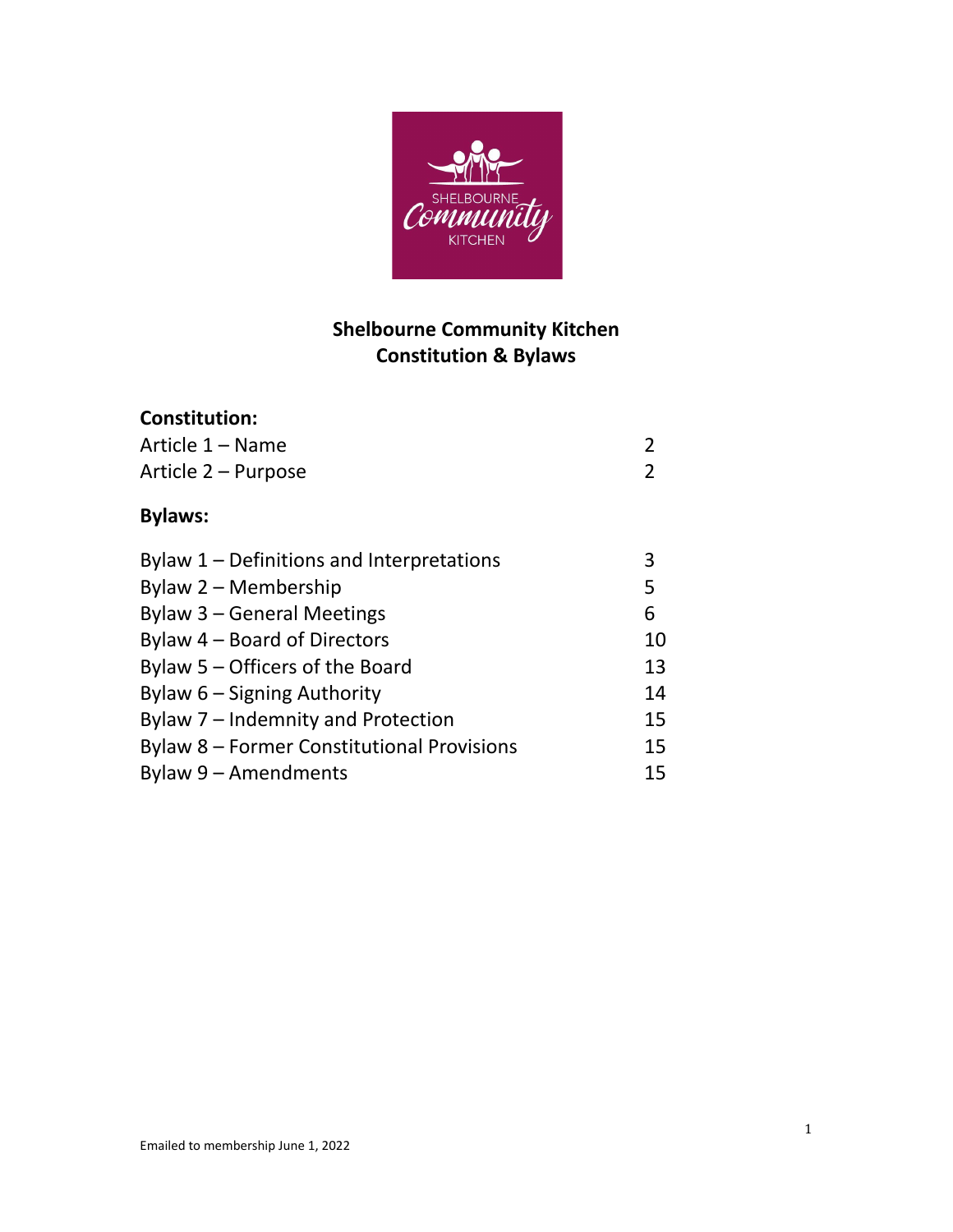# Shelbourne Community Kitchen
# Constitution & Bylaws

**Constitution:**

| | |
|---|---|
| Article 1 – Name | 2 |
| Article 2 – Purpose | 2 |

**Bylaws:**

| | |
|---|---|
| Bylaw 1 – Definitions and Interpretations | 3 |
| Bylaw 2 – Membership | 5 |
| Bylaw 3 – General Meetings | 6 |
| Bylaw 4 – Board of Directors | 10 |
| Bylaw 5 – Officers of the Board | 13 |
| Bylaw 6 – Signing Authority | 14 |
| Bylaw 7 – Indemnity and Protection | 15 |
| Bylaw 8 – Former Constitutional Provisions | 15 |
| Bylaw 9 – Amendments | 15 |

Emailed to membership June 1, 2022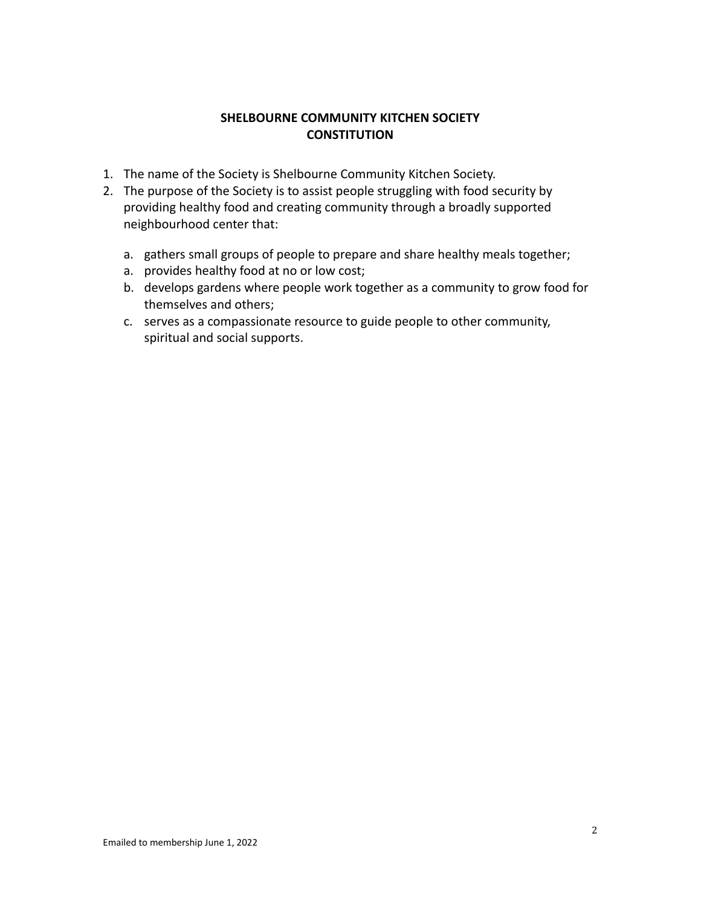**SHELBOURNE COMMUNITY KITCHEN SOCIETY**
**CONSTITUTION**

1. The name of the Society is Shelbourne Community Kitchen Society.
2. The purpose of the Society is to assist people struggling with food security by providing healthy food and creating community through a broadly supported neighbourhood center that:

   a. gathers small groups of people to prepare and share healthy meals together;
   a. provides healthy food at no or low cost;
   b. develops gardens where people work together as a community to grow food for themselves and others;
   c. serves as a compassionate resource to guide people to other community, spiritual and social supports.

Emailed to membership June 1, 2022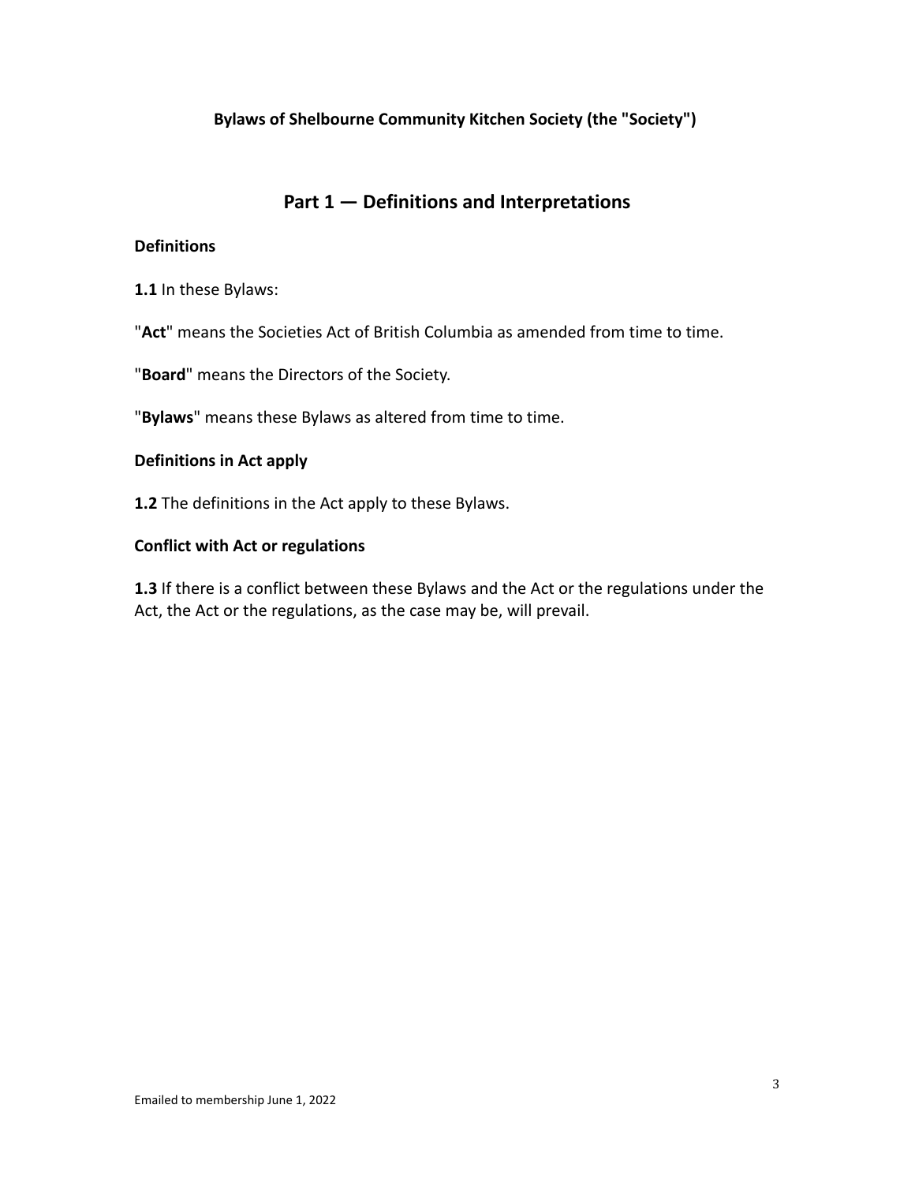**Bylaws of Shelbourne Community Kitchen Society (the "Society")**

## Part 1 — Definitions and Interpretations

### Definitions

**1.1** In these Bylaws:

"**Act**" means the Societies Act of British Columbia as amended from time to time.

"**Board**" means the Directors of the Society.

"**Bylaws**" means these Bylaws as altered from time to time.

### Definitions in Act apply

**1.2** The definitions in the Act apply to these Bylaws.

### Conflict with Act or regulations

**1.3** If there is a conflict between these Bylaws and the Act or the regulations under the Act, the Act or the regulations, as the case may be, will prevail.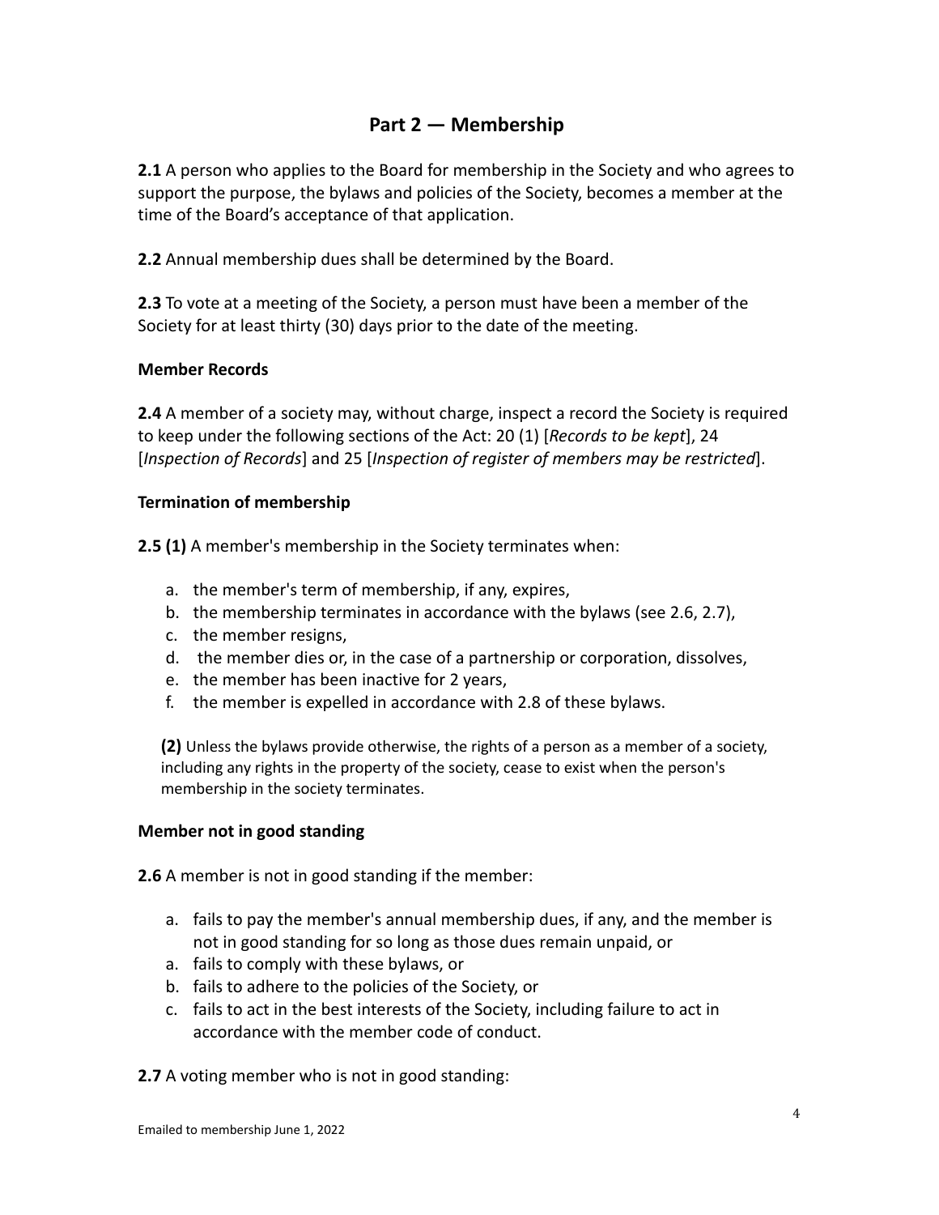## Part 2 — Membership

**2.1** A person who applies to the Board for membership in the Society and who agrees to support the purpose, the bylaws and policies of the Society, becomes a member at the time of the Board's acceptance of that application.

**2.2** Annual membership dues shall be determined by the Board.

**2.3** To vote at a meeting of the Society, a person must have been a member of the Society for at least thirty (30) days prior to the date of the meeting.

### Member Records

**2.4** A member of a society may, without charge, inspect a record the Society is required to keep under the following sections of the Act: 20 (1) [*Records to be kept*], 24 [*Inspection of Records*] and 25 [*Inspection of register of members may be restricted*].

### Termination of membership

**2.5 (1)** A member's membership in the Society terminates when:

a. the member's term of membership, if any, expires,
b. the membership terminates in accordance with the bylaws (see 2.6, 2.7),
c. the member resigns,
d. the member dies or, in the case of a partnership or corporation, dissolves,
e. the member has been inactive for 2 years,
f. the member is expelled in accordance with 2.8 of these bylaws.

**(2)** Unless the bylaws provide otherwise, the rights of a person as a member of a society, including any rights in the property of the society, cease to exist when the person's membership in the society terminates.

### Member not in good standing

**2.6** A member is not in good standing if the member:

a. fails to pay the member's annual membership dues, if any, and the member is not in good standing for so long as those dues remain unpaid, or
a. fails to comply with these bylaws, or
b. fails to adhere to the policies of the Society, or
c. fails to act in the best interests of the Society, including failure to act in accordance with the member code of conduct.

**2.7** A voting member who is not in good standing:

Emailed to membership June 1, 2022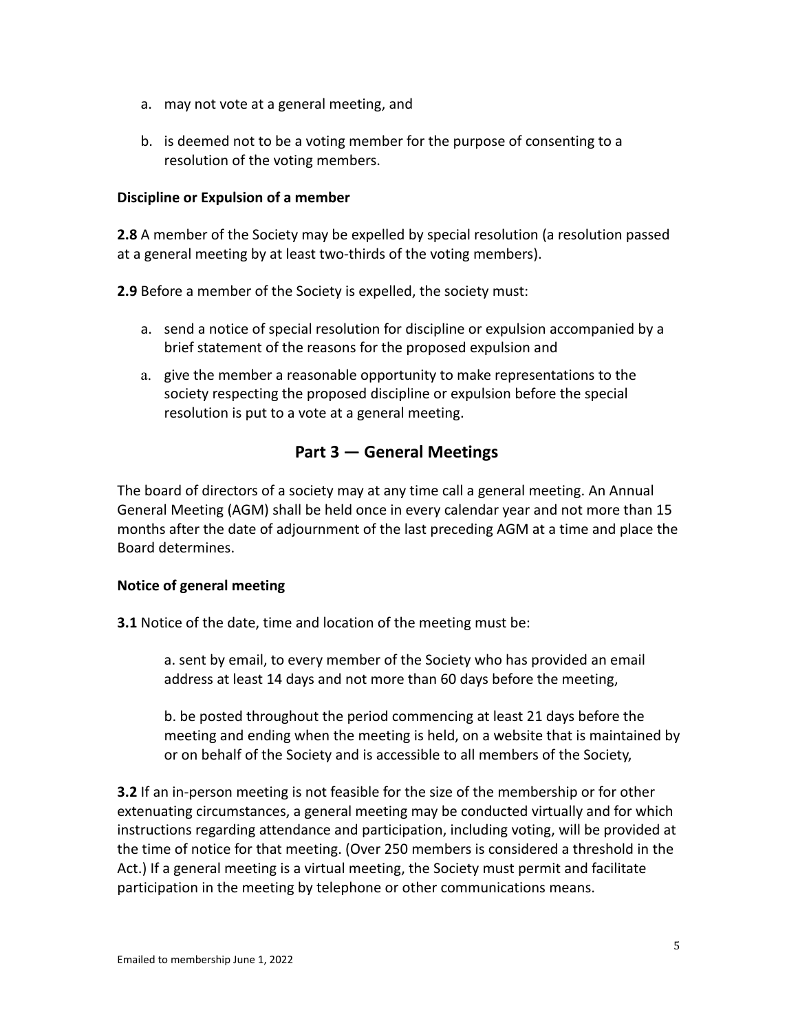a. may not vote at a general meeting, and

b. is deemed not to be a voting member for the purpose of consenting to a resolution of the voting members.

**Discipline or Expulsion of a member**

**2.8** A member of the Society may be expelled by special resolution (a resolution passed at a general meeting by at least two-thirds of the voting members).

**2.9** Before a member of the Society is expelled, the society must:

a. send a notice of special resolution for discipline or expulsion accompanied by a brief statement of the reasons for the proposed expulsion and

a. give the member a reasonable opportunity to make representations to the society respecting the proposed discipline or expulsion before the special resolution is put to a vote at a general meeting.

## Part 3 — General Meetings

The board of directors of a society may at any time call a general meeting. An Annual General Meeting (AGM) shall be held once in every calendar year and not more than 15 months after the date of adjournment of the last preceding AGM at a time and place the Board determines.

**Notice of general meeting**

**3.1** Notice of the date, time and location of the meeting must be:

a. sent by email, to every member of the Society who has provided an email address at least 14 days and not more than 60 days before the meeting,

b. be posted throughout the period commencing at least 21 days before the meeting and ending when the meeting is held, on a website that is maintained by or on behalf of the Society and is accessible to all members of the Society,

**3.2** If an in-person meeting is not feasible for the size of the membership or for other extenuating circumstances, a general meeting may be conducted virtually and for which instructions regarding attendance and participation, including voting, will be provided at the time of notice for that meeting. (Over 250 members is considered a threshold in the Act.) If a general meeting is a virtual meeting, the Society must permit and facilitate participation in the meeting by telephone or other communications means.

Emailed to membership June 1, 2022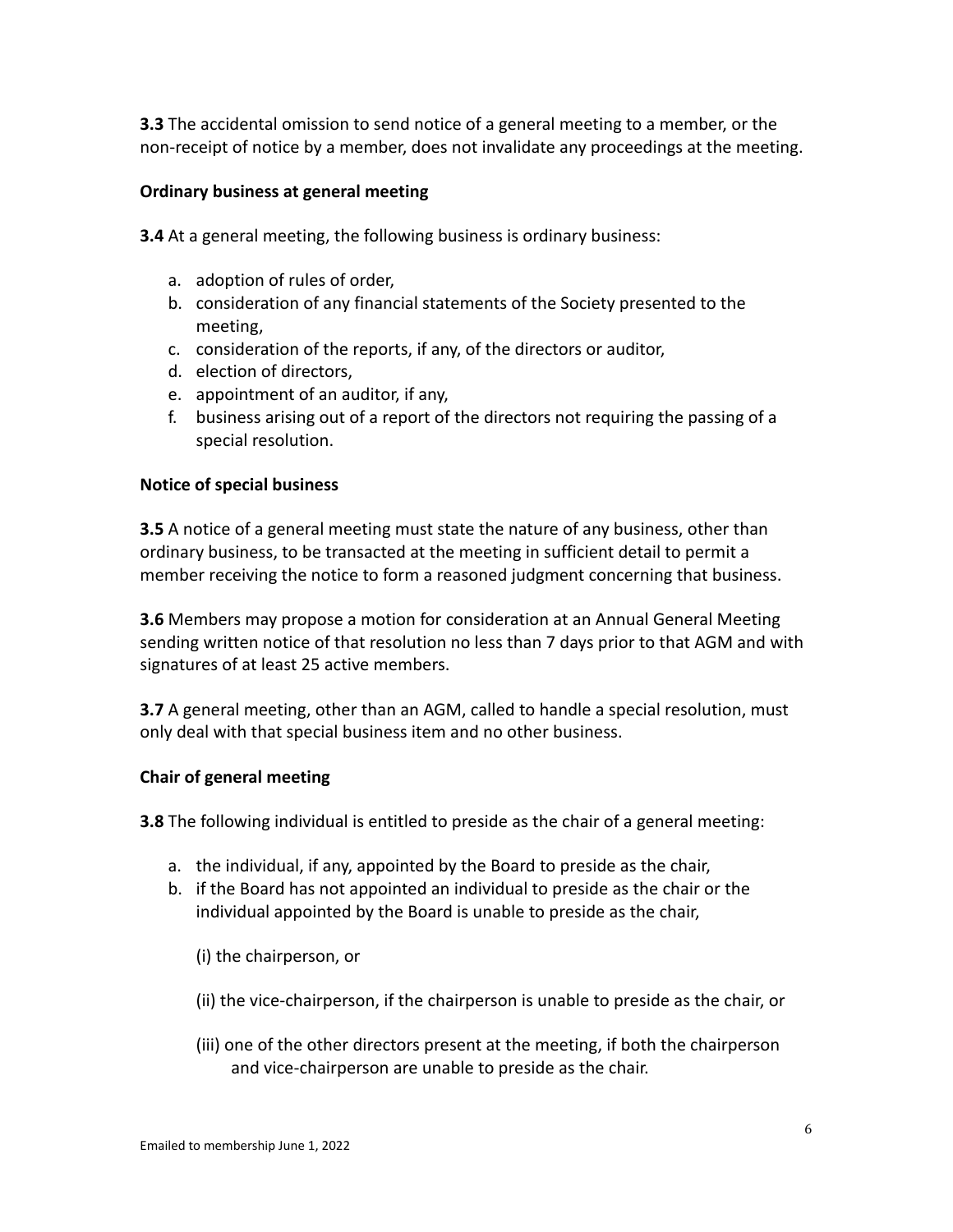**3.3** The accidental omission to send notice of a general meeting to a member, or the non-receipt of notice by a member, does not invalidate any proceedings at the meeting.

**Ordinary business at general meeting**

**3.4** At a general meeting, the following business is ordinary business:

a. adoption of rules of order,
b. consideration of any financial statements of the Society presented to the meeting,
c. consideration of the reports, if any, of the directors or auditor,
d. election of directors,
e. appointment of an auditor, if any,
f. business arising out of a report of the directors not requiring the passing of a special resolution.

**Notice of special business**

**3.5** A notice of a general meeting must state the nature of any business, other than ordinary business, to be transacted at the meeting in sufficient detail to permit a member receiving the notice to form a reasoned judgment concerning that business.

**3.6** Members may propose a motion for consideration at an Annual General Meeting sending written notice of that resolution no less than 7 days prior to that AGM and with signatures of at least 25 active members.

**3.7** A general meeting, other than an AGM, called to handle a special resolution, must only deal with that special business item and no other business.

**Chair of general meeting**

**3.8** The following individual is entitled to preside as the chair of a general meeting:

a. the individual, if any, appointed by the Board to preside as the chair,
b. if the Board has not appointed an individual to preside as the chair or the individual appointed by the Board is unable to preside as the chair,

   (i) the chairperson, or

   (ii) the vice-chairperson, if the chairperson is unable to preside as the chair, or

   (iii) one of the other directors present at the meeting, if both the chairperson and vice-chairperson are unable to preside as the chair.

Emailed to membership June 1, 2022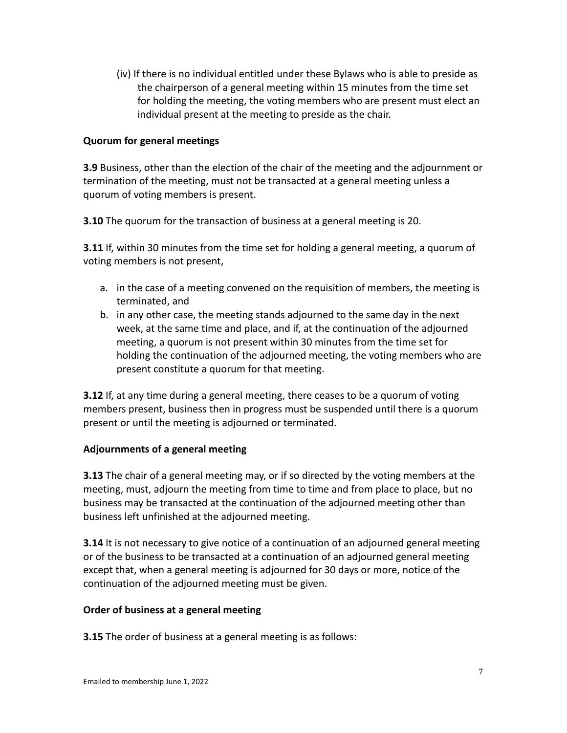(iv) If there is no individual entitled under these Bylaws who is able to preside as the chairperson of a general meeting within 15 minutes from the time set for holding the meeting, the voting members who are present must elect an individual present at the meeting to preside as the chair.

**Quorum for general meetings**

**3.9** Business, other than the election of the chair of the meeting and the adjournment or termination of the meeting, must not be transacted at a general meeting unless a quorum of voting members is present.

**3.10** The quorum for the transaction of business at a general meeting is 20.

**3.11** If, within 30 minutes from the time set for holding a general meeting, a quorum of voting members is not present,

a. in the case of a meeting convened on the requisition of members, the meeting is terminated, and
b. in any other case, the meeting stands adjourned to the same day in the next week, at the same time and place, and if, at the continuation of the adjourned meeting, a quorum is not present within 30 minutes from the time set for holding the continuation of the adjourned meeting, the voting members who are present constitute a quorum for that meeting.

**3.12** If, at any time during a general meeting, there ceases to be a quorum of voting members present, business then in progress must be suspended until there is a quorum present or until the meeting is adjourned or terminated.

**Adjournments of a general meeting**

**3.13** The chair of a general meeting may, or if so directed by the voting members at the meeting, must, adjourn the meeting from time to time and from place to place, but no business may be transacted at the continuation of the adjourned meeting other than business left unfinished at the adjourned meeting.

**3.14** It is not necessary to give notice of a continuation of an adjourned general meeting or of the business to be transacted at a continuation of an adjourned general meeting except that, when a general meeting is adjourned for 30 days or more, notice of the continuation of the adjourned meeting must be given.

**Order of business at a general meeting**

**3.15** The order of business at a general meeting is as follows:

Emailed to membership June 1, 2022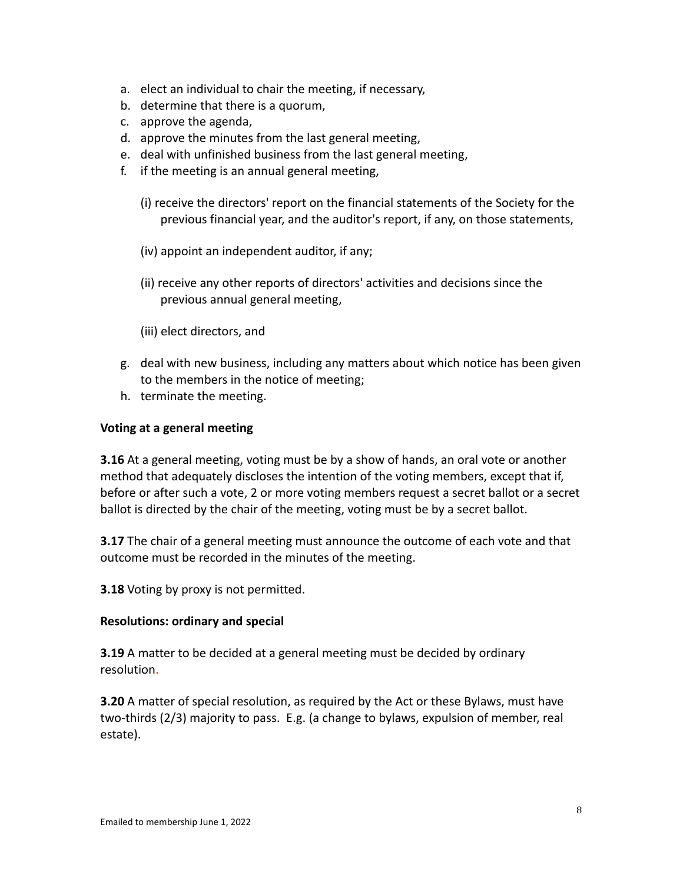a. elect an individual to chair the meeting, if necessary,
b. determine that there is a quorum,
c. approve the agenda,
d. approve the minutes from the last general meeting,
e. deal with unfinished business from the last general meeting,
f. if the meeting is an annual general meeting,

   (i) receive the directors' report on the financial statements of the Society for the previous financial year, and the auditor's report, if any, on those statements,

   (iv) appoint an independent auditor, if any;

   (ii) receive any other reports of directors' activities and decisions since the previous annual general meeting,

   (iii) elect directors, and

g. deal with new business, including any matters about which notice has been given to the members in the notice of meeting;
h. terminate the meeting.

**Voting at a general meeting**

**3.16** At a general meeting, voting must be by a show of hands, an oral vote or another method that adequately discloses the intention of the voting members, except that if, before or after such a vote, 2 or more voting members request a secret ballot or a secret ballot is directed by the chair of the meeting, voting must be by a secret ballot.

**3.17** The chair of a general meeting must announce the outcome of each vote and that outcome must be recorded in the minutes of the meeting.

**3.18** Voting by proxy is not permitted.

**Resolutions: ordinary and special**

**3.19** A matter to be decided at a general meeting must be decided by ordinary resolution.

**3.20** A matter of special resolution, as required by the Act or these Bylaws, must have two-thirds (2/3) majority to pass. E.g. (a change to bylaws, expulsion of member, real estate).

Emailed to membership June 1, 2022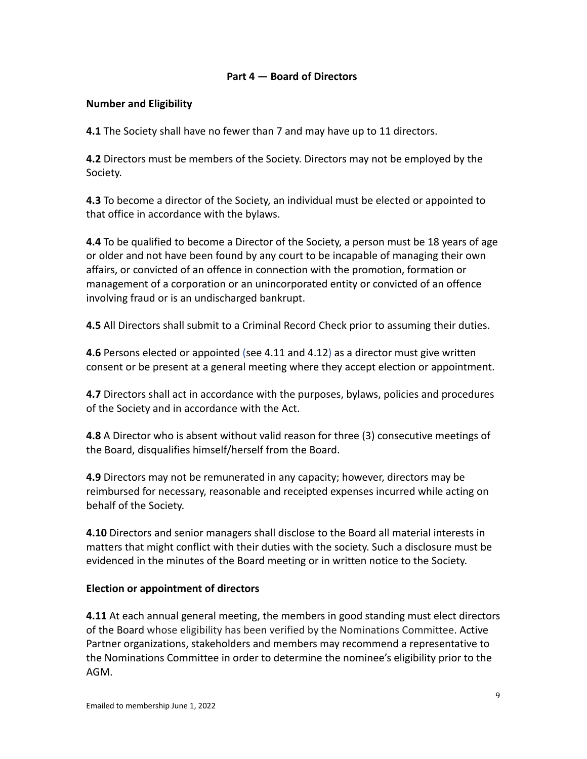## Part 4 — Board of Directors

### Number and Eligibility

**4.1** The Society shall have no fewer than 7 and may have up to 11 directors.

**4.2** Directors must be members of the Society. Directors may not be employed by the Society.

**4.3** To become a director of the Society, an individual must be elected or appointed to that office in accordance with the bylaws.

**4.4** To be qualified to become a Director of the Society, a person must be 18 years of age or older and not have been found by any court to be incapable of managing their own affairs, or convicted of an offence in connection with the promotion, formation or management of a corporation or an unincorporated entity or convicted of an offence involving fraud or is an undischarged bankrupt.

**4.5** All Directors shall submit to a Criminal Record Check prior to assuming their duties.

**4.6** Persons elected or appointed (see 4.11 and 4.12) as a director must give written consent or be present at a general meeting where they accept election or appointment.

**4.7** Directors shall act in accordance with the purposes, bylaws, policies and procedures of the Society and in accordance with the Act.

**4.8** A Director who is absent without valid reason for three (3) consecutive meetings of the Board, disqualifies himself/herself from the Board.

**4.9** Directors may not be remunerated in any capacity; however, directors may be reimbursed for necessary, reasonable and receipted expenses incurred while acting on behalf of the Society.

**4.10** Directors and senior managers shall disclose to the Board all material interests in matters that might conflict with their duties with the society. Such a disclosure must be evidenced in the minutes of the Board meeting or in written notice to the Society.

### Election or appointment of directors

**4.11** At each annual general meeting, the members in good standing must elect directors of the Board whose eligibility has been verified by the Nominations Committee. Active Partner organizations, stakeholders and members may recommend a representative to the Nominations Committee in order to determine the nominee's eligibility prior to the AGM.

Emailed to membership June 1, 2022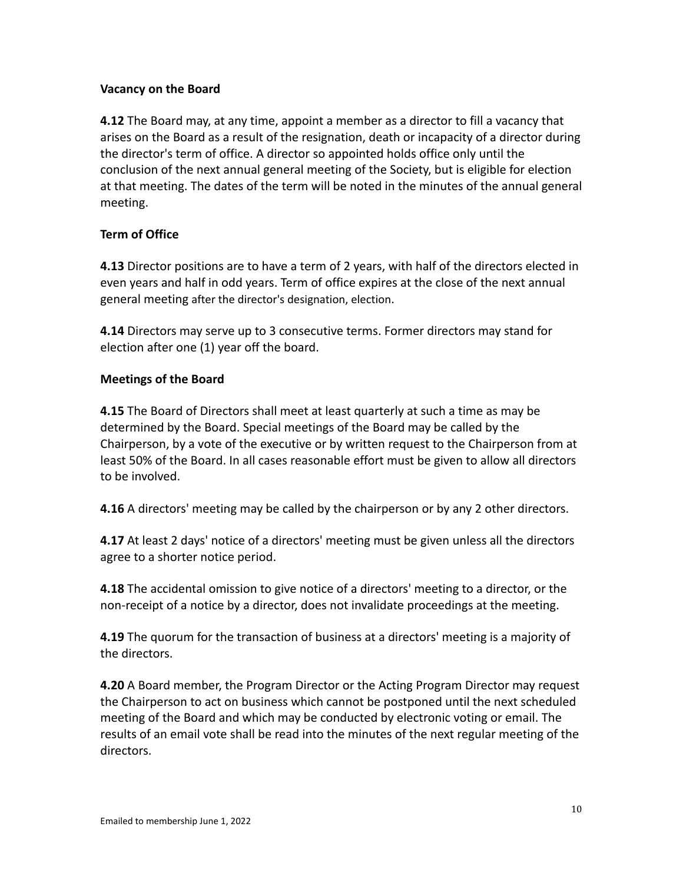### Vacancy on the Board

**4.12** The Board may, at any time, appoint a member as a director to fill a vacancy that arises on the Board as a result of the resignation, death or incapacity of a director during the director's term of office. A director so appointed holds office only until the conclusion of the next annual general meeting of the Society, but is eligible for election at that meeting. The dates of the term will be noted in the minutes of the annual general meeting.

### Term of Office

**4.13** Director positions are to have a term of 2 years, with half of the directors elected in even years and half in odd years. Term of office expires at the close of the next annual general meeting after the director's designation, election.

**4.14** Directors may serve up to 3 consecutive terms. Former directors may stand for election after one (1) year off the board.

### Meetings of the Board

**4.15** The Board of Directors shall meet at least quarterly at such a time as may be determined by the Board. Special meetings of the Board may be called by the Chairperson, by a vote of the executive or by written request to the Chairperson from at least 50% of the Board. In all cases reasonable effort must be given to allow all directors to be involved.

**4.16** A directors' meeting may be called by the chairperson or by any 2 other directors.

**4.17** At least 2 days' notice of a directors' meeting must be given unless all the directors agree to a shorter notice period.

**4.18** The accidental omission to give notice of a directors' meeting to a director, or the non-receipt of a notice by a director, does not invalidate proceedings at the meeting.

**4.19** The quorum for the transaction of business at a directors' meeting is a majority of the directors.

**4.20** A Board member, the Program Director or the Acting Program Director may request the Chairperson to act on business which cannot be postponed until the next scheduled meeting of the Board and which may be conducted by electronic voting or email. The results of an email vote shall be read into the minutes of the next regular meeting of the directors.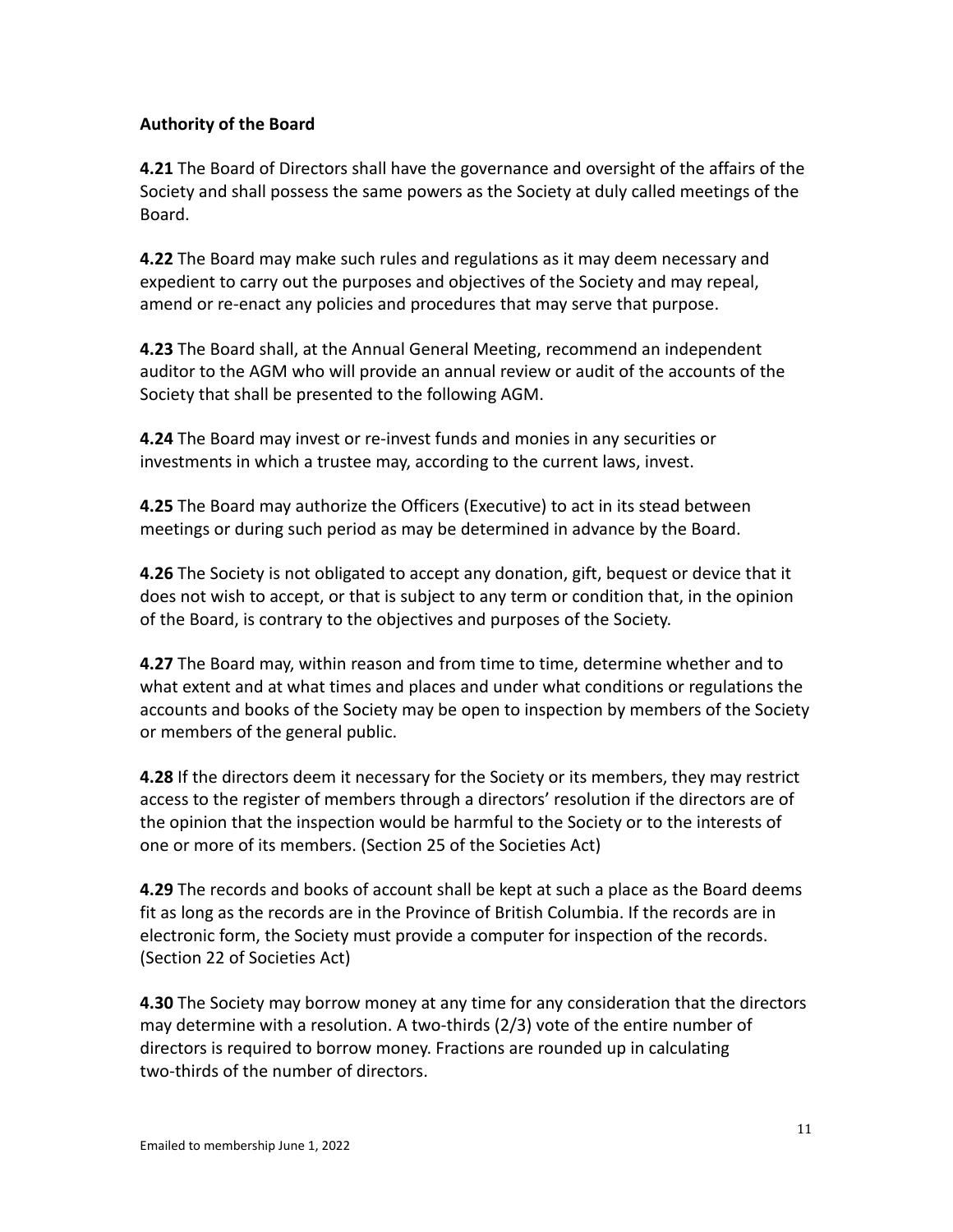**Authority of the Board**

**4.21** The Board of Directors shall have the governance and oversight of the affairs of the Society and shall possess the same powers as the Society at duly called meetings of the Board.

**4.22** The Board may make such rules and regulations as it may deem necessary and expedient to carry out the purposes and objectives of the Society and may repeal, amend or re-enact any policies and procedures that may serve that purpose.

**4.23** The Board shall, at the Annual General Meeting, recommend an independent auditor to the AGM who will provide an annual review or audit of the accounts of the Society that shall be presented to the following AGM.

**4.24** The Board may invest or re-invest funds and monies in any securities or investments in which a trustee may, according to the current laws, invest.

**4.25** The Board may authorize the Officers (Executive) to act in its stead between meetings or during such period as may be determined in advance by the Board.

**4.26** The Society is not obligated to accept any donation, gift, bequest or device that it does not wish to accept, or that is subject to any term or condition that, in the opinion of the Board, is contrary to the objectives and purposes of the Society.

**4.27** The Board may, within reason and from time to time, determine whether and to what extent and at what times and places and under what conditions or regulations the accounts and books of the Society may be open to inspection by members of the Society or members of the general public.

**4.28** If the directors deem it necessary for the Society or its members, they may restrict access to the register of members through a directors' resolution if the directors are of the opinion that the inspection would be harmful to the Society or to the interests of one or more of its members. (Section 25 of the Societies Act)

**4.29** The records and books of account shall be kept at such a place as the Board deems fit as long as the records are in the Province of British Columbia. If the records are in electronic form, the Society must provide a computer for inspection of the records. (Section 22 of Societies Act)

**4.30** The Society may borrow money at any time for any consideration that the directors may determine with a resolution. A two-thirds (2/3) vote of the entire number of directors is required to borrow money. Fractions are rounded up in calculating two-thirds of the number of directors.

Emailed to membership June 1, 2022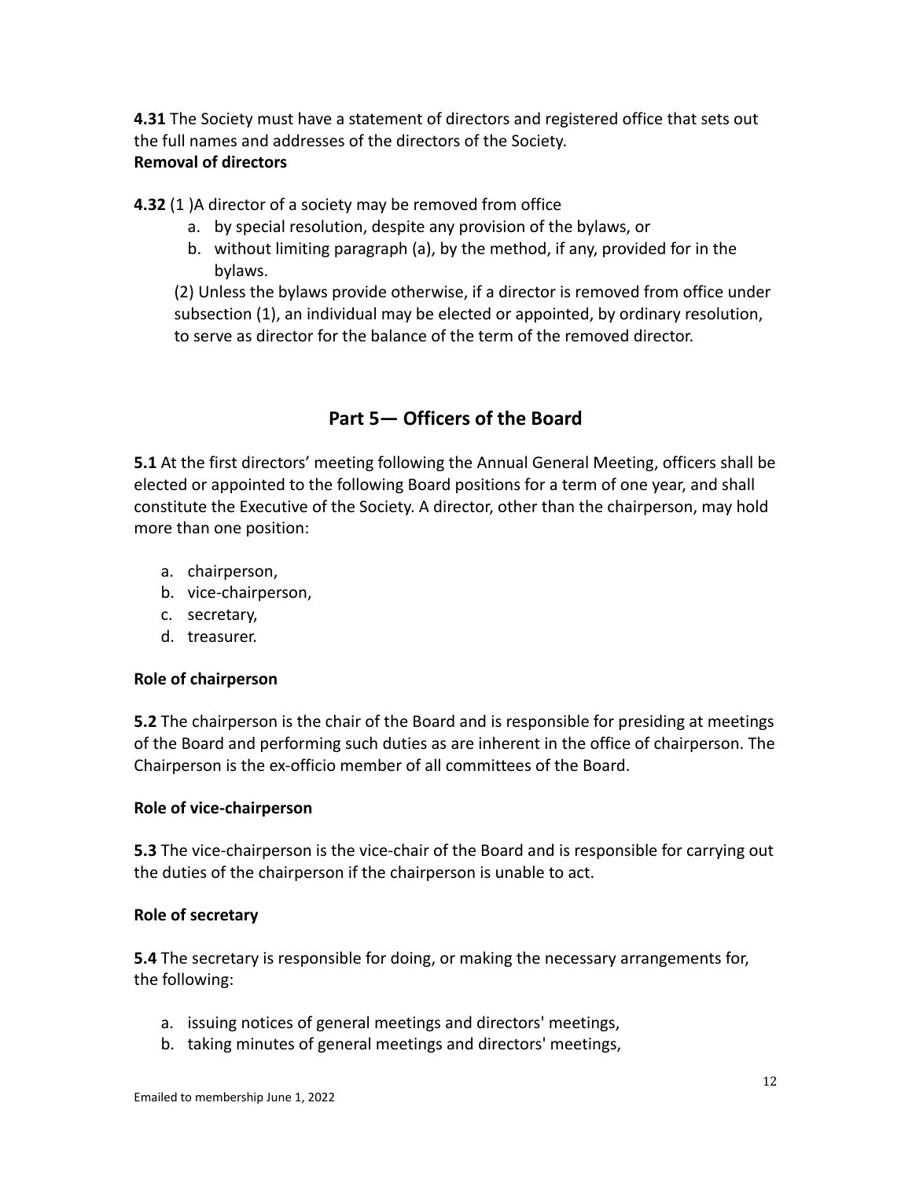**4.31** The Society must have a statement of directors and registered office that sets out the full names and addresses of the directors of the Society.

**Removal of directors**

**4.32** (1 )A director of a society may be removed from office

a. by special resolution, despite any provision of the bylaws, or
b. without limiting paragraph (a), by the method, if any, provided for in the bylaws.

(2) Unless the bylaws provide otherwise, if a director is removed from office under subsection (1), an individual may be elected or appointed, by ordinary resolution, to serve as director for the balance of the term of the removed director.

## Part 5— Officers of the Board

**5.1** At the first directors' meeting following the Annual General Meeting, officers shall be elected or appointed to the following Board positions for a term of one year, and shall constitute the Executive of the Society. A director, other than the chairperson, may hold more than one position:

a. chairperson,
b. vice-chairperson,
c. secretary,
d. treasurer.

**Role of chairperson**

**5.2** The chairperson is the chair of the Board and is responsible for presiding at meetings of the Board and performing such duties as are inherent in the office of chairperson. The Chairperson is the ex-officio member of all committees of the Board.

**Role of vice-chairperson**

**5.3** The vice-chairperson is the vice-chair of the Board and is responsible for carrying out the duties of the chairperson if the chairperson is unable to act.

**Role of secretary**

**5.4** The secretary is responsible for doing, or making the necessary arrangements for, the following:

a. issuing notices of general meetings and directors' meetings,
b. taking minutes of general meetings and directors' meetings,

Emailed to membership June 1, 2022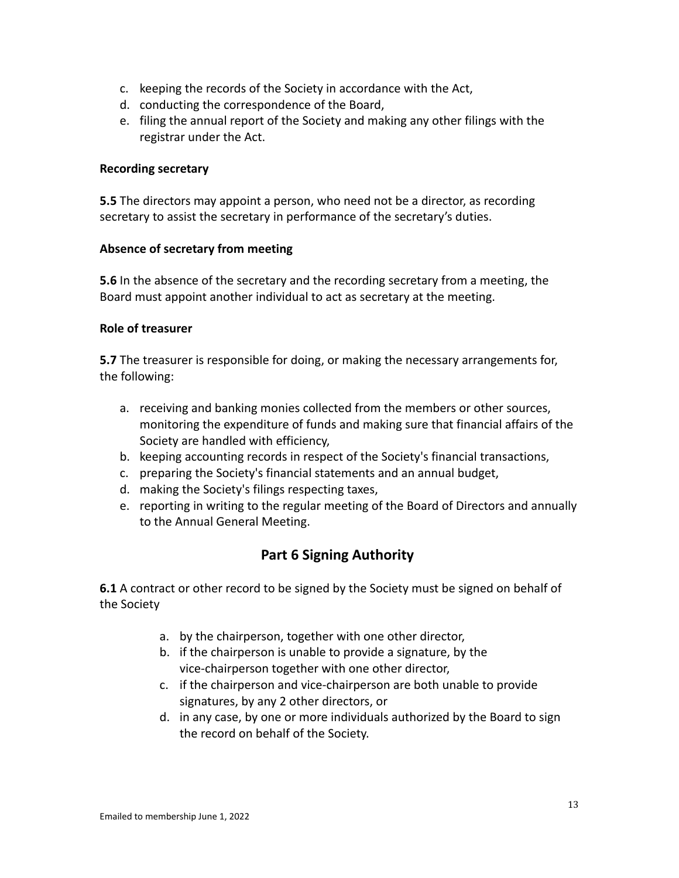c. keeping the records of the Society in accordance with the Act,
d. conducting the correspondence of the Board,
e. filing the annual report of the Society and making any other filings with the registrar under the Act.

**Recording secretary**

**5.5** The directors may appoint a person, who need not be a director, as recording secretary to assist the secretary in performance of the secretary's duties.

**Absence of secretary from meeting**

**5.6** In the absence of the secretary and the recording secretary from a meeting, the Board must appoint another individual to act as secretary at the meeting.

**Role of treasurer**

**5.7** The treasurer is responsible for doing, or making the necessary arrangements for, the following:

a. receiving and banking monies collected from the members or other sources, monitoring the expenditure of funds and making sure that financial affairs of the Society are handled with efficiency,
b. keeping accounting records in respect of the Society's financial transactions,
c. preparing the Society's financial statements and an annual budget,
d. making the Society's filings respecting taxes,
e. reporting in writing to the regular meeting of the Board of Directors and annually to the Annual General Meeting.

## Part 6 Signing Authority

**6.1** A contract or other record to be signed by the Society must be signed on behalf of the Society

a. by the chairperson, together with one other director,
b. if the chairperson is unable to provide a signature, by the vice-chairperson together with one other director,
c. if the chairperson and vice-chairperson are both unable to provide signatures, by any 2 other directors, or
d. in any case, by one or more individuals authorized by the Board to sign the record on behalf of the Society.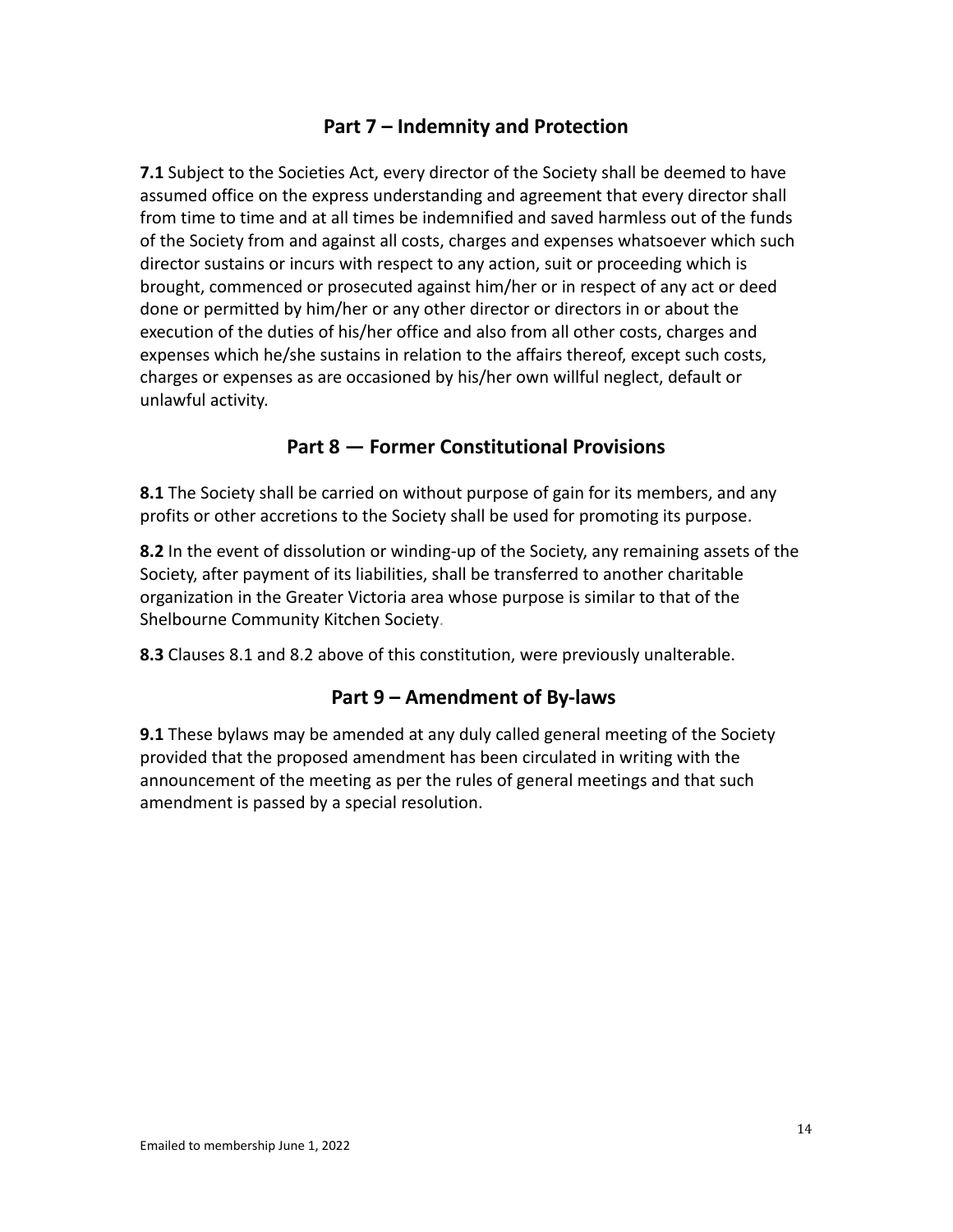## Part 7 – Indemnity and Protection

**7.1** Subject to the Societies Act, every director of the Society shall be deemed to have assumed office on the express understanding and agreement that every director shall from time to time and at all times be indemnified and saved harmless out of the funds of the Society from and against all costs, charges and expenses whatsoever which such director sustains or incurs with respect to any action, suit or proceeding which is brought, commenced or prosecuted against him/her or in respect of any act or deed done or permitted by him/her or any other director or directors in or about the execution of the duties of his/her office and also from all other costs, charges and expenses which he/she sustains in relation to the affairs thereof, except such costs, charges or expenses as are occasioned by his/her own willful neglect, default or unlawful activity.

## Part 8 — Former Constitutional Provisions

**8.1** The Society shall be carried on without purpose of gain for its members, and any profits or other accretions to the Society shall be used for promoting its purpose.

**8.2** In the event of dissolution or winding-up of the Society, any remaining assets of the Society, after payment of its liabilities, shall be transferred to another charitable organization in the Greater Victoria area whose purpose is similar to that of the Shelbourne Community Kitchen Society.

**8.3** Clauses 8.1 and 8.2 above of this constitution, were previously unalterable.

## Part 9 – Amendment of By-laws

**9.1** These bylaws may be amended at any duly called general meeting of the Society provided that the proposed amendment has been circulated in writing with the announcement of the meeting as per the rules of general meetings and that such amendment is passed by a special resolution.

Emailed to membership June 1, 2022